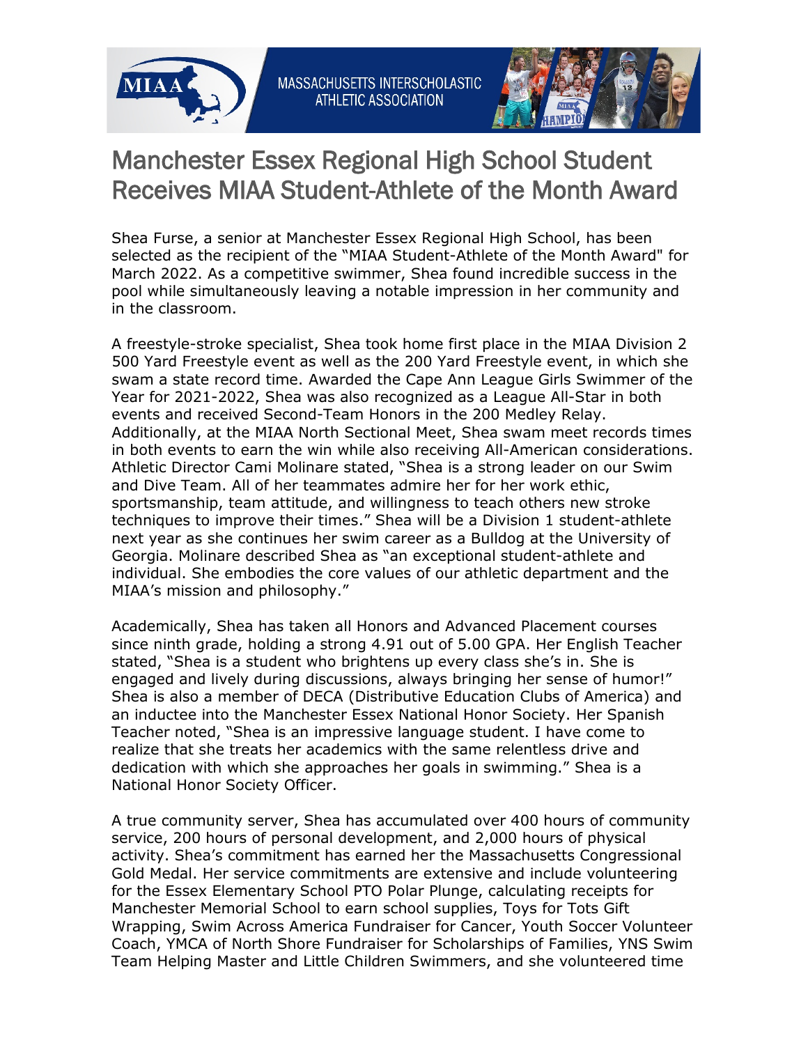MASSACHUSETTS INTERSCHOLASTIC ATHLETIC ASSOCIATION

# Manchester Essex Regional High School Student Receives MIAA Student-Athlete of the Month Award

Shea Furse, a senior at Manchester Essex Regional High School, has been selected as the recipient of the "MIAA Student-Athlete of the Month Award" for March 2022. As a competitive swimmer, Shea found incredible success in the pool while simultaneously leaving a notable impression in her community and in the classroom.

A freestyle-stroke specialist, Shea took home first place in the MIAA Division 2 500 Yard Freestyle event as well as the 200 Yard Freestyle event, in which she swam a state record time. Awarded the Cape Ann League Girls Swimmer of the Year for 2021-2022, Shea was also recognized as a League All-Star in both events and received Second-Team Honors in the 200 Medley Relay. Additionally, at the MIAA North Sectional Meet, Shea swam meet records times in both events to earn the win while also receiving All-American considerations. Athletic Director Cami Molinare stated, "Shea is a strong leader on our Swim and Dive Team. All of her teammates admire her for her work ethic, sportsmanship, team attitude, and willingness to teach others new stroke techniques to improve their times." Shea will be a Division 1 student-athlete next year as she continues her swim career as a Bulldog at the University of Georgia. Molinare described Shea as "an exceptional student-athlete and individual. She embodies the core values of our athletic department and the MIAA's mission and philosophy."

Academically, Shea has taken all Honors and Advanced Placement courses since ninth grade, holding a strong 4.91 out of 5.00 GPA. Her English Teacher stated, "Shea is a student who brightens up every class she's in. She is engaged and lively during discussions, always bringing her sense of humor!" Shea is also a member of DECA (Distributive Education Clubs of America) and an inductee into the Manchester Essex National Honor Society. Her Spanish Teacher noted, "Shea is an impressive language student. I have come to realize that she treats her academics with the same relentless drive and dedication with which she approaches her goals in swimming." Shea is a National Honor Society Officer.

A true community server, Shea has accumulated over 400 hours of community service, 200 hours of personal development, and 2,000 hours of physical activity. Shea's commitment has earned her the Massachusetts Congressional Gold Medal. Her service commitments are extensive and include volunteering for the Essex Elementary School PTO Polar Plunge, calculating receipts for Manchester Memorial School to earn school supplies, Toys for Tots Gift Wrapping, Swim Across America Fundraiser for Cancer, Youth Soccer Volunteer Coach, YMCA of North Shore Fundraiser for Scholarships of Families, YNS Swim Team Helping Master and Little Children Swimmers, and she volunteered time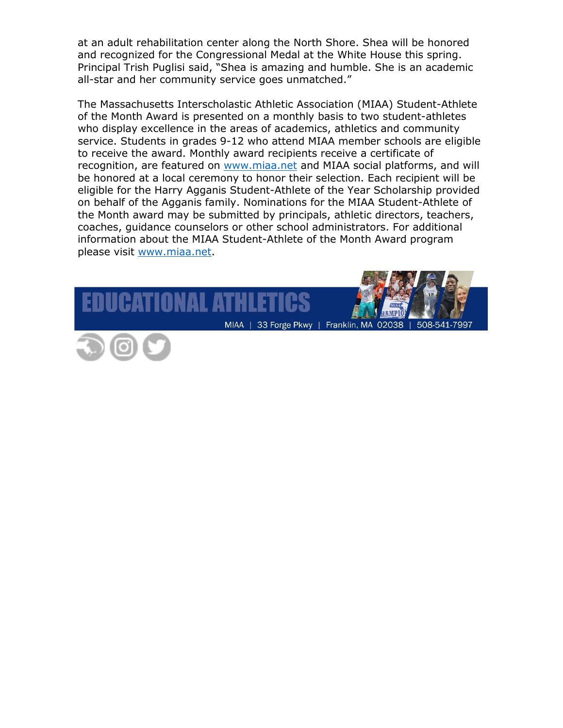at an adult rehabilitation center along the North Shore. Shea will be honored and recognized for the Congressional Medal at the White House this spring. Principal Trish Puglisi said, "Shea is amazing and humble. She is an academic all-star and her community service goes unmatched."

The Massachusetts Interscholastic Athletic Association (MIAA) Student-Athlete of the Month Award is presented on a monthly basis to two student-athletes who display excellence in the areas of academics, athletics and community service. Students in grades 9-12 who attend MIAA member schools are eligible to receive the award. Monthly award recipients receive a certificate of recognition, are featured on www.miaa.net and MIAA social platforms, and will be honored at a local ceremony to honor their selection. Each recipient will be eligible for the Harry Agganis Student-Athlete of the Year Scholarship provided on behalf of the Agganis family. Nominations for the MIAA Student-Athlete of the Month award may be submitted by principals, athletic directors, teachers, coaches, guidance counselors or other school administrators. For additional information about the MIAA Student-Athlete of the Month Award program please visit www.miaa.net.

EDUCATIONAL ATHLETICS

MIAA | 33 Forge Pkwy | Franklin, MA 02038 | 508-541-7997